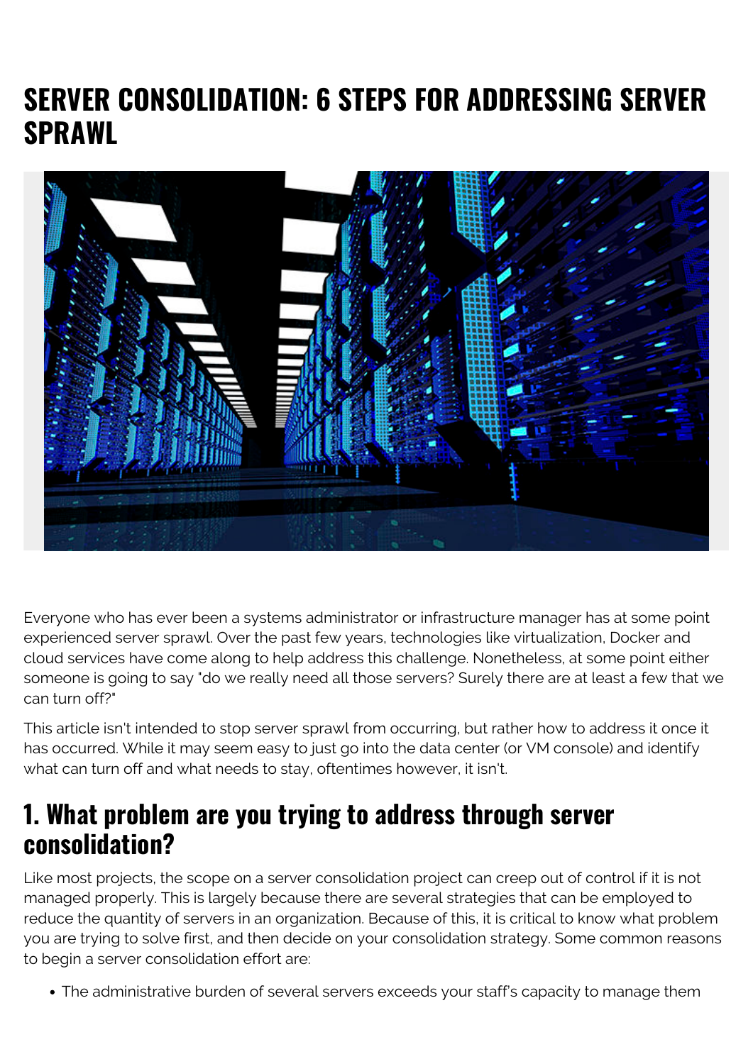# SERVER CONSOLIDATION: 6 STEPS FOR ADDRESSING SERVER SPRAWL

Everyone who has ever been a systems administrator or infrastructure manager has at some point experienced server sprawl. Over the past few years, technologies like virtualization, Docker and cloud services have come along to help address this challenge. Nonetheless, at some point either someone is going to say "do we really need all those servers? Surely there are at least a few that we can turn off?"

This article isn't intended to stop server sprawl from occurring, but rather how to address it once it has occurred. While it may seem easy to just go into the data center (or VM console) and identify what can turn off and what needs to stay, oftentimes however, it isn't.

## 1. What problem are you trying to address through server consolidation?

Like most projects, the scope on a server consolidation project can creep out of control if it is not managed properly. This is largely because there are several strategies that can be employed to reduce the quantity of servers in an organization. Because of this, it is critical to know what problem you are trying to solve first, and then decide on your consolidation strategy. Some common reasons to begin a server consolidation effort are:

- The administrative burden of several servers exceeds your staff's capacity to manage them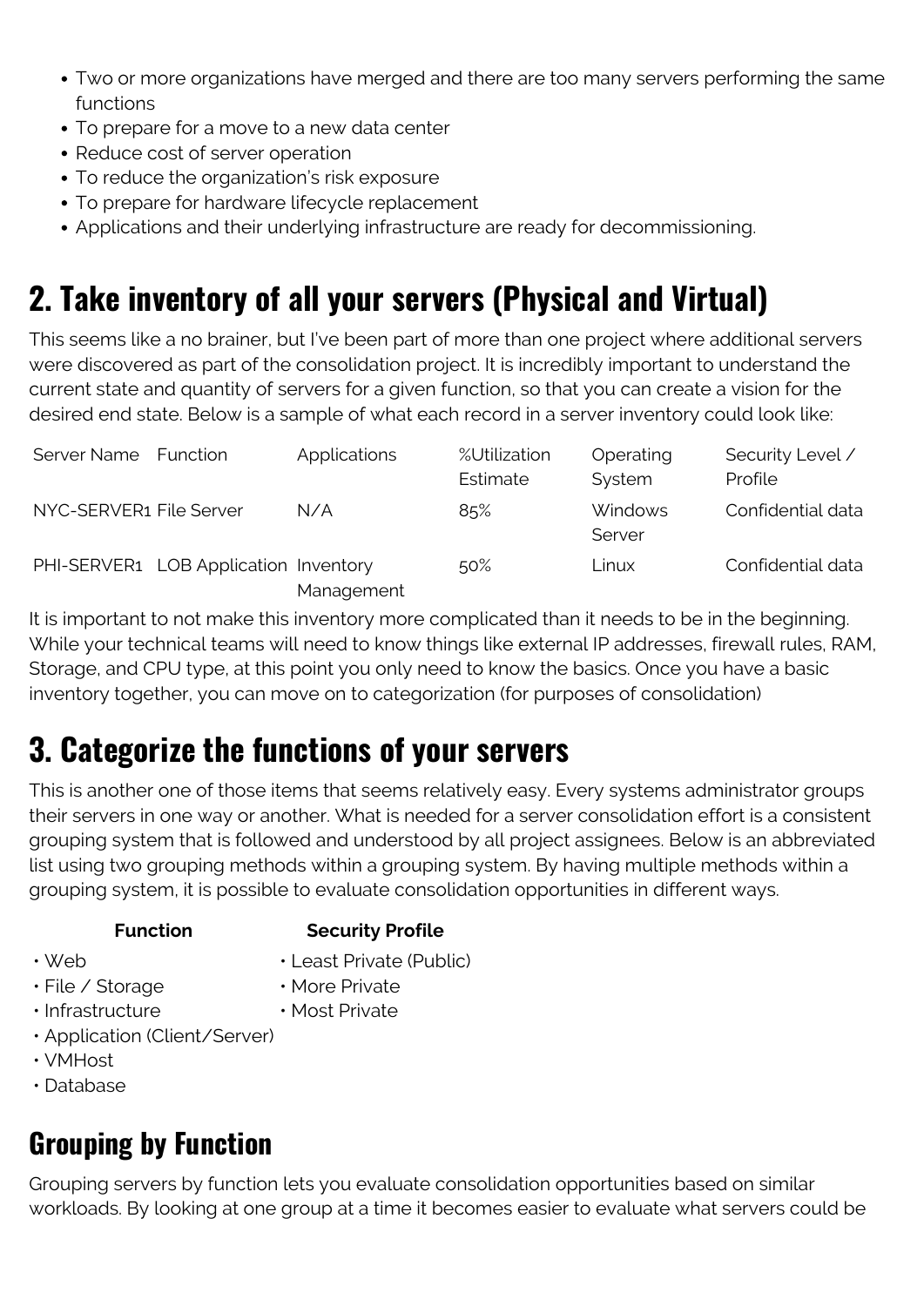- Two or more organizations have merged and there are too many servers performing the same functions
- To prepare for a move to a new data center
- Reduce cost of server operation
- To reduce the organization's risk exposure
- To prepare for hardware lifecycle replacement
- Applications and their underlying infrastructure are ready for decommissioning.

## 2. Take inventory of all your servers (Physical and Virtual)

This seems like a no brainer, but I've been part of more than one project where additional servers were discovered as part of the consolidation project. It is incredibly important to understand the current state and quantity of servers for a given function, so that you can create a vision for the desired end state. Below is a sample of what each record in a server inventory could look like:

| Server Name | Function | Applications | %Utilization Estimate | Operating System | Security Level / Profile |
|---|---|---|---|---|---|
| NYC-SERVER1 | File Server | N/A | 85% | Windows Server | Confidential data |
| PHI-SERVER1 | LOB Application | Inventory Management | 50% | Linux | Confidential data |

It is important to not make this inventory more complicated than it needs to be in the beginning. While your technical teams will need to know things like external IP addresses, firewall rules, RAM, Storage, and CPU type, at this point you only need to know the basics. Once you have a basic inventory together, you can move on to categorization (for purposes of consolidation)

## 3. Categorize the functions of your servers

This is another one of those items that seems relatively easy. Every systems administrator groups their servers in one way or another. What is needed for a server consolidation effort is a consistent grouping system that is followed and understood by all project assignees. Below is an abbreviated list using two grouping methods within a grouping system. By having multiple methods within a grouping system, it is possible to evaluate consolidation opportunities in different ways.

**Function**

- Web
- File / Storage
- Infrastructure
- Application (Client/Server)
- VMHost
- Database

**Security Profile**

- Least Private (Public)
- More Private
- Most Private

## Grouping by Function

Grouping servers by function lets you evaluate consolidation opportunities based on similar workloads. By looking at one group at a time it becomes easier to evaluate what servers could be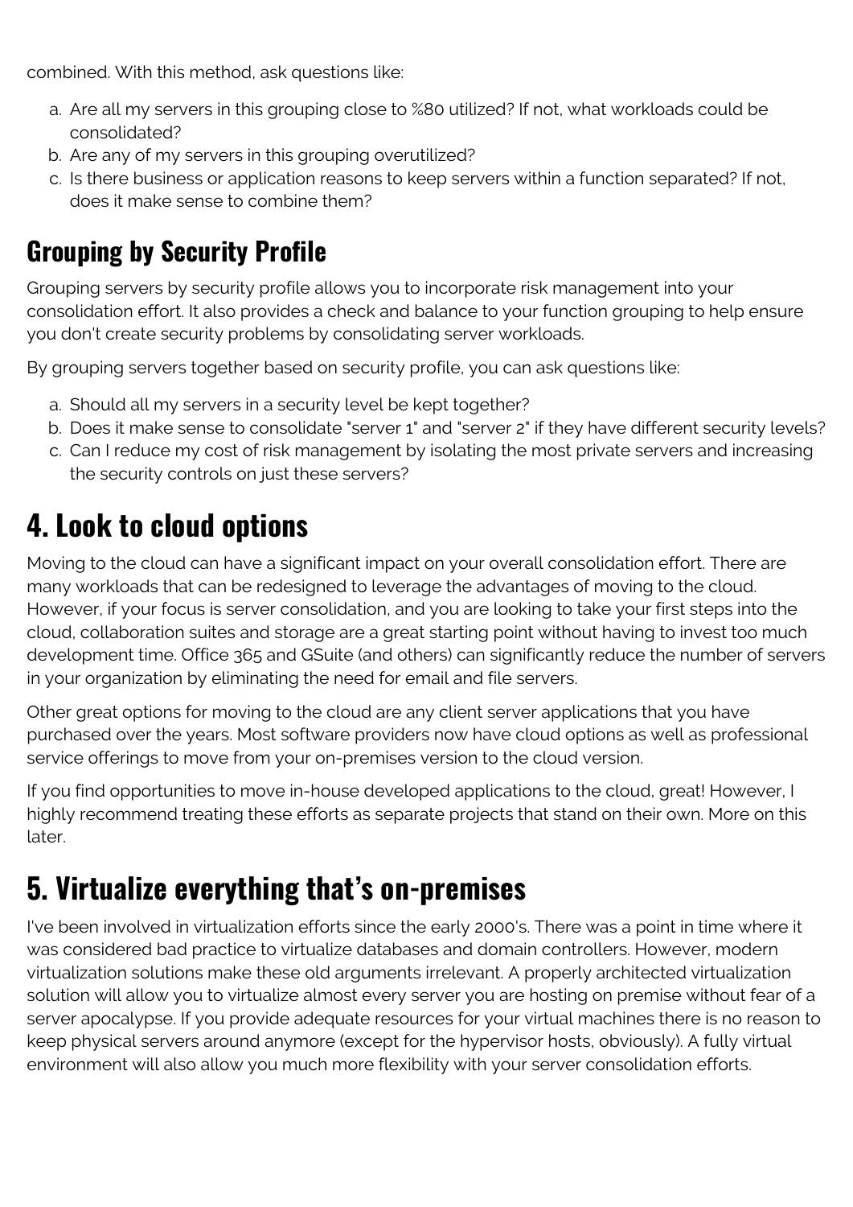combined. With this method, ask questions like:

a. Are all my servers in this grouping close to %80 utilized? If not, what workloads could be consolidated?
b. Are any of my servers in this grouping overutilized?
c. Is there business or application reasons to keep servers within a function separated? If not, does it make sense to combine them?

## Grouping by Security Profile

Grouping servers by security profile allows you to incorporate risk management into your consolidation effort. It also provides a check and balance to your function grouping to help ensure you don't create security problems by consolidating server workloads.

By grouping servers together based on security profile, you can ask questions like:

a. Should all my servers in a security level be kept together?
b. Does it make sense to consolidate "server 1" and "server 2" if they have different security levels?
c. Can I reduce my cost of risk management by isolating the most private servers and increasing the security controls on just these servers?

# 4. Look to cloud options

Moving to the cloud can have a significant impact on your overall consolidation effort. There are many workloads that can be redesigned to leverage the advantages of moving to the cloud. However, if your focus is server consolidation, and you are looking to take your first steps into the cloud, collaboration suites and storage are a great starting point without having to invest too much development time. Office 365 and GSuite (and others) can significantly reduce the number of servers in your organization by eliminating the need for email and file servers.

Other great options for moving to the cloud are any client server applications that you have purchased over the years. Most software providers now have cloud options as well as professional service offerings to move from your on-premises version to the cloud version.

If you find opportunities to move in-house developed applications to the cloud, great! However, I highly recommend treating these efforts as separate projects that stand on their own. More on this later.

# 5. Virtualize everything that's on-premises

I've been involved in virtualization efforts since the early 2000's. There was a point in time where it was considered bad practice to virtualize databases and domain controllers. However, modern virtualization solutions make these old arguments irrelevant. A properly architected virtualization solution will allow you to virtualize almost every server you are hosting on premise without fear of a server apocalypse. If you provide adequate resources for your virtual machines there is no reason to keep physical servers around anymore (except for the hypervisor hosts, obviously). A fully virtual environment will also allow you much more flexibility with your server consolidation efforts.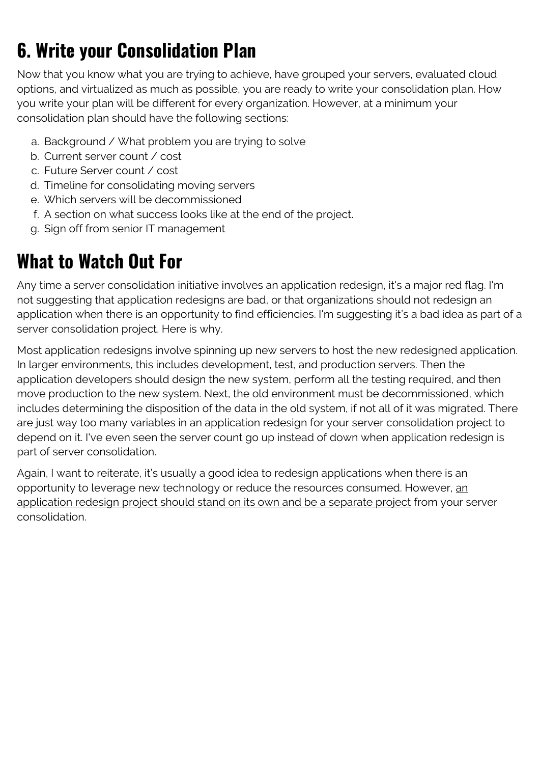## 6. Write your Consolidation Plan

Now that you know what you are trying to achieve, have grouped your servers, evaluated cloud options, and virtualized as much as possible, you are ready to write your consolidation plan. How you write your plan will be different for every organization. However, at a minimum your consolidation plan should have the following sections:

a. Background / What problem you are trying to solve
b. Current server count / cost
c. Future Server count / cost
d. Timeline for consolidating moving servers
e. Which servers will be decommissioned
f. A section on what success looks like at the end of the project.
g. Sign off from senior IT management

## What to Watch Out For

Any time a server consolidation initiative involves an application redesign, it's a major red flag. I'm not suggesting that application redesigns are bad, or that organizations should not redesign an application when there is an opportunity to find efficiencies. I'm suggesting it's a bad idea as part of a server consolidation project. Here is why.

Most application redesigns involve spinning up new servers to host the new redesigned application. In larger environments, this includes development, test, and production servers. Then the application developers should design the new system, perform all the testing required, and then move production to the new system. Next, the old environment must be decommissioned, which includes determining the disposition of the data in the old system, if not all of it was migrated. There are just way too many variables in an application redesign for your server consolidation project to depend on it. I've even seen the server count go up instead of down when application redesign is part of server consolidation.

Again, I want to reiterate, it's usually a good idea to redesign applications when there is an opportunity to leverage new technology or reduce the resources consumed. However, an application redesign project should stand on its own and be a separate project from your server consolidation.